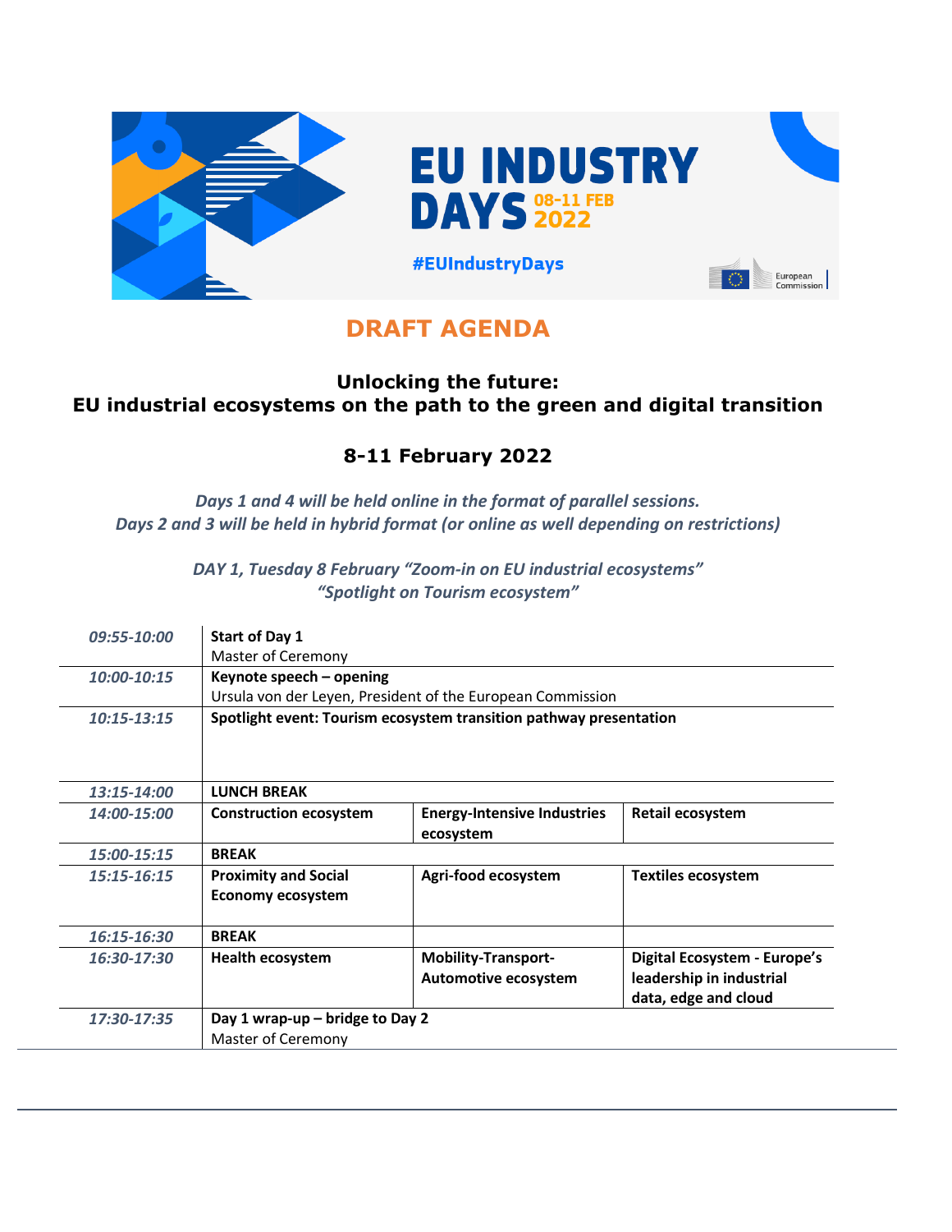EU INDUSTRY DAYS 08-11 FEB 2022

#EUIndustryDays

European Commission

# DRAFT AGENDA

## Unlocking the future: EU industrial ecosystems on the path to the green and digital transition

## 8-11 February 2022

*Days 1 and 4 will be held online in the format of parallel sessions.*
*Days 2 and 3 will be held in hybrid format (or online as well depending on restrictions)*

*DAY 1, Tuesday 8 February "Zoom-in on EU industrial ecosystems"*
*"Spotlight on Tourism ecosystem"*

| | | | |
|---|---|---|---|
| *09:55-10:00* | **Start of Day 1**<br>Master of Ceremony | | |
| *10:00-10:15* | **Keynote speech – opening**<br>Ursula von der Leyen, President of the European Commission | | |
| *10:15-13:15* | **Spotlight event: Tourism ecosystem transition pathway presentation** | | |
| *13:15-14:00* | **LUNCH BREAK** | | |
| *14:00-15:00* | **Construction ecosystem** | **Energy-Intensive Industries ecosystem** | **Retail ecosystem** |
| *15:00-15:15* | **BREAK** | | |
| *15:15-16:15* | **Proximity and Social Economy ecosystem** | **Agri-food ecosystem** | **Textiles ecosystem** |
| *16:15-16:30* | **BREAK** | | |
| *16:30-17:30* | **Health ecosystem** | **Mobility-Transport-Automotive ecosystem** | **Digital Ecosystem - Europe's leadership in industrial data, edge and cloud** |
| *17:30-17:35* | **Day 1 wrap-up – bridge to Day 2**<br>Master of Ceremony | | |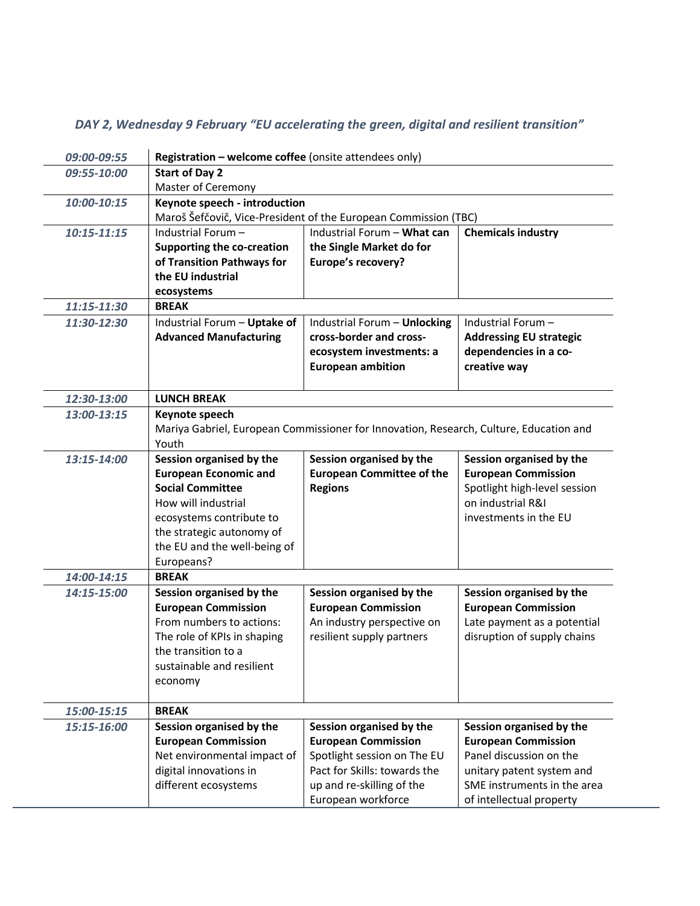*DAY 2, Wednesday 9 February "EU accelerating the green, digital and resilient transition"*

| | | | |
|---|---|---|---|
| *09:00-09:55* | **Registration – welcome coffee** (onsite attendees only) | | |
| *09:55-10:00* | **Start of Day 2**<br>Master of Ceremony | | |
| *10:00-10:15* | **Keynote speech - introduction**<br>Maroš Šefčovič, Vice-President of the European Commission (TBC) | | |
| *10:15-11:15* | Industrial Forum – **Supporting the co-creation of Transition Pathways for the EU industrial ecosystems** | Industrial Forum – **What can the Single Market do for Europe's recovery?** | **Chemicals industry** |
| *11:15-11:30* | **BREAK** | | |
| *11:30-12:30* | Industrial Forum – **Uptake of Advanced Manufacturing** | Industrial Forum – **Unlocking cross-border and cross-ecosystem investments: a European ambition** | Industrial Forum – **Addressing EU strategic dependencies in a co-creative way** |
| *12:30-13:00* | **LUNCH BREAK** | | |
| *13:00-13:15* | **Keynote speech**<br>Mariya Gabriel, European Commissioner for Innovation, Research, Culture, Education and Youth | | |
| *13:15-14:00* | **Session organised by the European Economic and Social Committee**<br>How will industrial ecosystems contribute to the strategic autonomy of the EU and the well-being of Europeans? | **Session organised by the European Committee of the Regions** | **Session organised by the European Commission**<br>Spotlight high-level session on industrial R&I investments in the EU |
| *14:00-14:15* | **BREAK** | | |
| *14:15-15:00* | **Session organised by the European Commission**<br>From numbers to actions: The role of KPIs in shaping the transition to a sustainable and resilient economy | **Session organised by the European Commission**<br>An industry perspective on resilient supply partners | **Session organised by the European Commission**<br>Late payment as a potential disruption of supply chains |
| *15:00-15:15* | **BREAK** | | |
| *15:15-16:00* | **Session organised by the European Commission**<br>Net environmental impact of digital innovations in different ecosystems | **Session organised by the European Commission**<br>Spotlight session on The EU Pact for Skills: towards the up and re-skilling of the European workforce | **Session organised by the European Commission**<br>Panel discussion on the unitary patent system and SME instruments in the area of intellectual property |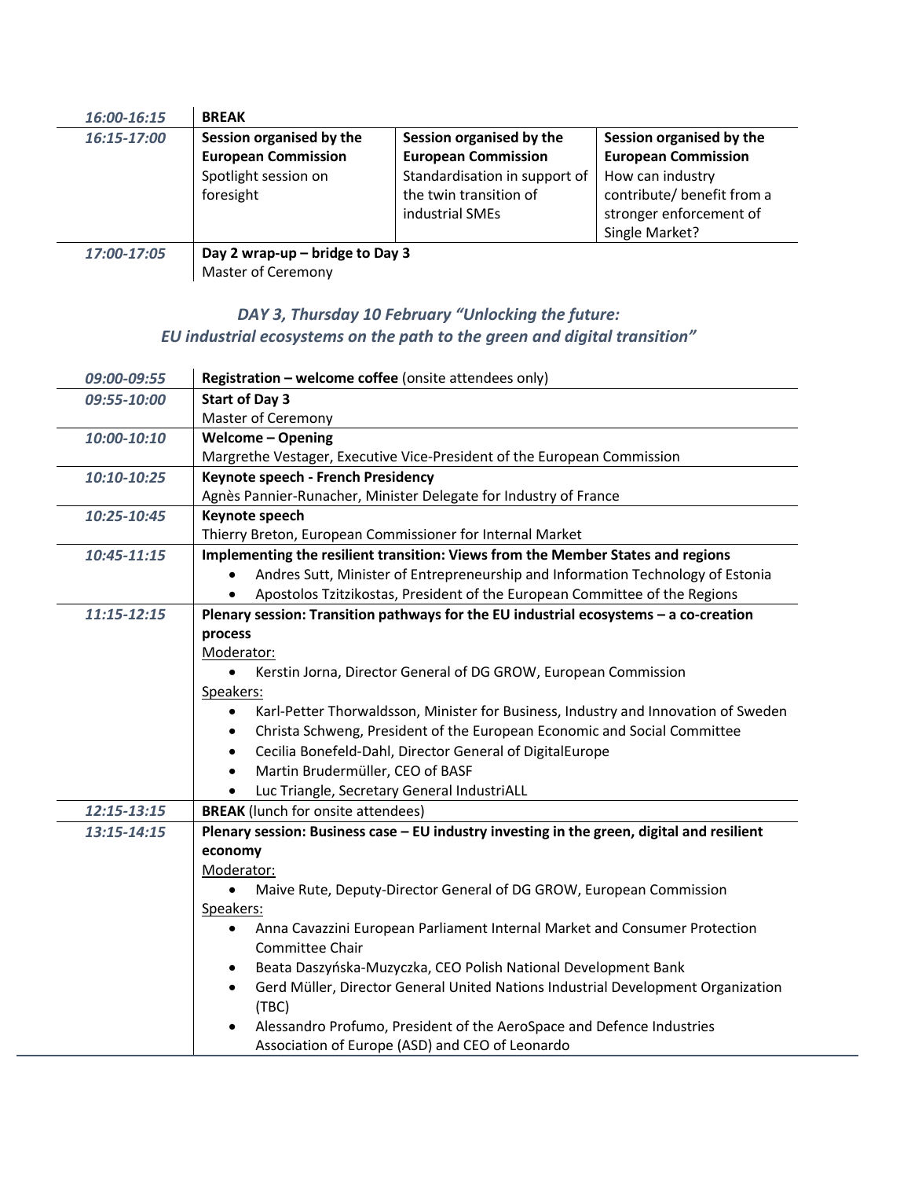| | | | |
|---|---|---|---|
| *16:00-16:15* | **BREAK** | | |
| *16:15-17:00* | **Session organised by the European Commission**<br>Spotlight session on foresight | **Session organised by the European Commission**<br>Standardisation in support of the twin transition of industrial SMEs | **Session organised by the European Commission**<br>How can industry contribute/ benefit from a stronger enforcement of Single Market? |
| *17:00-17:05* | **Day 2 wrap-up – bridge to Day 3**<br>Master of Ceremony | | |

## *DAY 3, Thursday 10 February "Unlocking the future: EU industrial ecosystems on the path to the green and digital transition"*

| | |
|---|---|
| *09:00-09:55* | **Registration – welcome coffee** (onsite attendees only) |
| *09:55-10:00* | **Start of Day 3**<br>Master of Ceremony |
| *10:00-10:10* | **Welcome – Opening**<br>Margrethe Vestager, Executive Vice-President of the European Commission |
| *10:10-10:25* | **Keynote speech - French Presidency**<br>Agnès Pannier-Runacher, Minister Delegate for Industry of France |
| *10:25-10:45* | **Keynote speech**<br>Thierry Breton, European Commissioner for Internal Market |
| *10:45-11:15* | **Implementing the resilient transition: Views from the Member States and regions**<br>• Andres Sutt, Minister of Entrepreneurship and Information Technology of Estonia<br>• Apostolos Tzitzikostas, President of the European Committee of the Regions |
| *11:15-12:15* | **Plenary session: Transition pathways for the EU industrial ecosystems – a co-creation process**<br>Moderator:<br>• Kerstin Jorna, Director General of DG GROW, European Commission<br>Speakers:<br>• Karl-Petter Thorwaldsson, Minister for Business, Industry and Innovation of Sweden<br>• Christa Schweng, President of the European Economic and Social Committee<br>• Cecilia Bonefeld-Dahl, Director General of DigitalEurope<br>• Martin Brudermüller, CEO of BASF<br>• Luc Triangle, Secretary General IndustriALL |
| *12:15-13:15* | **BREAK** (lunch for onsite attendees) |
| *13:15-14:15* | **Plenary session: Business case – EU industry investing in the green, digital and resilient economy**<br>Moderator:<br>• Maive Rute, Deputy-Director General of DG GROW, European Commission<br>Speakers:<br>• Anna Cavazzini European Parliament Internal Market and Consumer Protection Committee Chair<br>• Beata Daszyńska-Muzyczka, CEO Polish National Development Bank<br>• Gerd Müller, Director General United Nations Industrial Development Organization (TBC)<br>• Alessandro Profumo, President of the AeroSpace and Defence Industries Association of Europe (ASD) and CEO of Leonardo |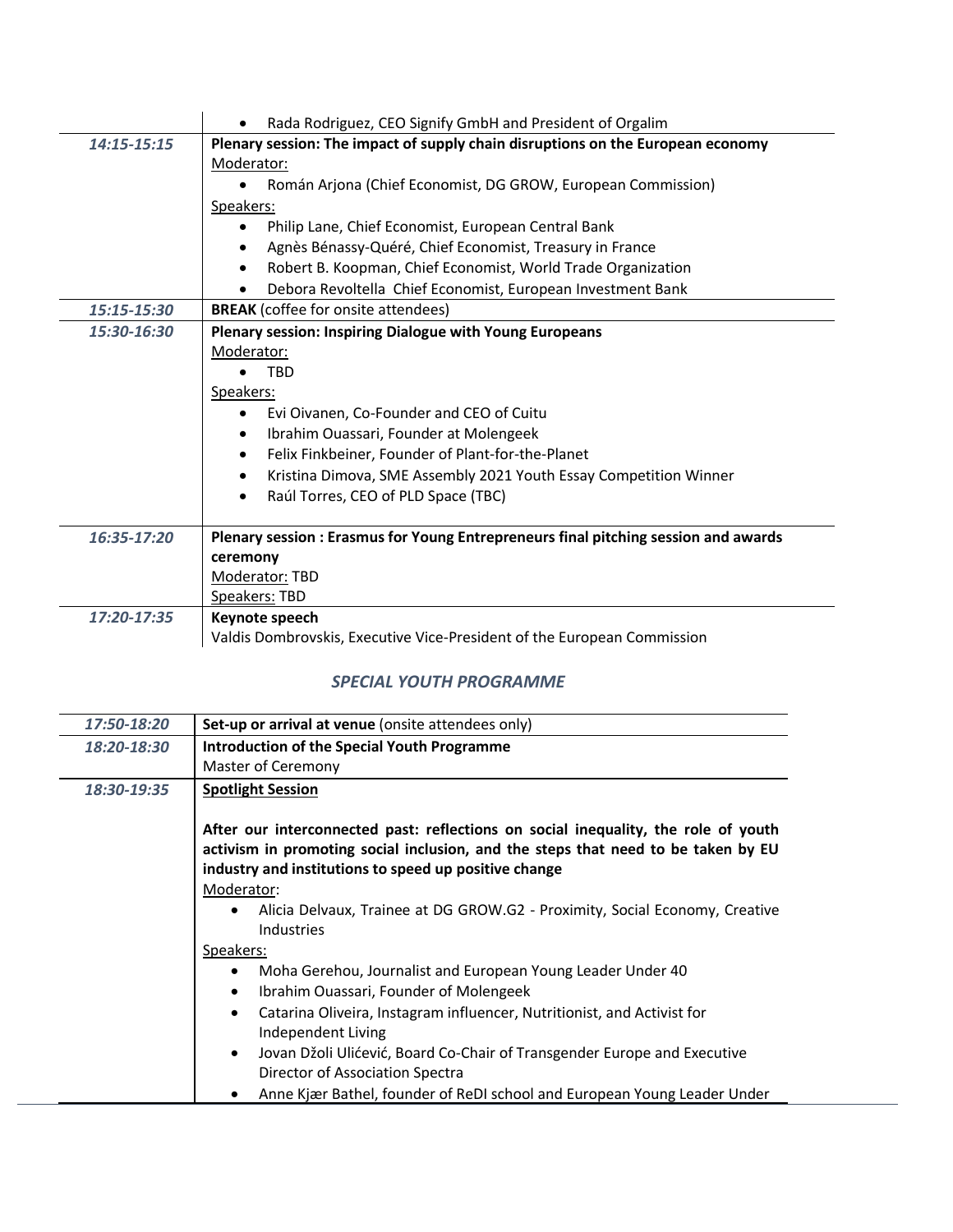| | |
|---|---|
| | • Rada Rodriguez, CEO Signify GmbH and President of Orgalim |
| *14:15-15:15* | **Plenary session: The impact of supply chain disruptions on the European economy**<br>Moderator:<br>• Román Arjona (Chief Economist, DG GROW, European Commission)<br>Speakers:<br>• Philip Lane, Chief Economist, European Central Bank<br>• Agnès Bénassy-Quéré, Chief Economist, Treasury in France<br>• Robert B. Koopman, Chief Economist, World Trade Organization<br>• Debora Revoltella Chief Economist, European Investment Bank |
| *15:15-15:30* | **BREAK** (coffee for onsite attendees) |
| *15:30-16:30* | **Plenary session: Inspiring Dialogue with Young Europeans**<br>Moderator:<br>• TBD<br>Speakers:<br>• Evi Oivanen, Co-Founder and CEO of Cuitu<br>• Ibrahim Ouassari, Founder at Molengeek<br>• Felix Finkbeiner, Founder of Plant-for-the-Planet<br>• Kristina Dimova, SME Assembly 2021 Youth Essay Competition Winner<br>• Raúl Torres, CEO of PLD Space (TBC) |
| *16:35-17:20* | **Plenary session : Erasmus for Young Entrepreneurs final pitching session and awards ceremony**<br>Moderator: TBD<br>Speakers: TBD |
| *17:20-17:35* | **Keynote speech**<br>Valdis Dombrovskis, Executive Vice-President of the European Commission |

### *SPECIAL YOUTH PROGRAMME*

| | |
|---|---|
| *17:50-18:20* | **Set-up or arrival at venue** (onsite attendees only) |
| *18:20-18:30* | **Introduction of the Special Youth Programme**<br>Master of Ceremony |
| *18:30-19:35* | **Spotlight Session**<br><br>**After our interconnected past: reflections on social inequality, the role of youth activism in promoting social inclusion, and the steps that need to be taken by EU industry and institutions to speed up positive change**<br>Moderator:<br>• Alicia Delvaux, Trainee at DG GROW.G2 - Proximity, Social Economy, Creative Industries<br>Speakers:<br>• Moha Gerehou, Journalist and European Young Leader Under 40<br>• Ibrahim Ouassari, Founder of Molengeek<br>• Catarina Oliveira, Instagram influencer, Nutritionist, and Activist for Independent Living<br>• Jovan Džoli Ulićević, Board Co-Chair of Transgender Europe and Executive Director of Association Spectra<br>• Anne Kjær Bathel, founder of ReDI school and European Young Leader Under |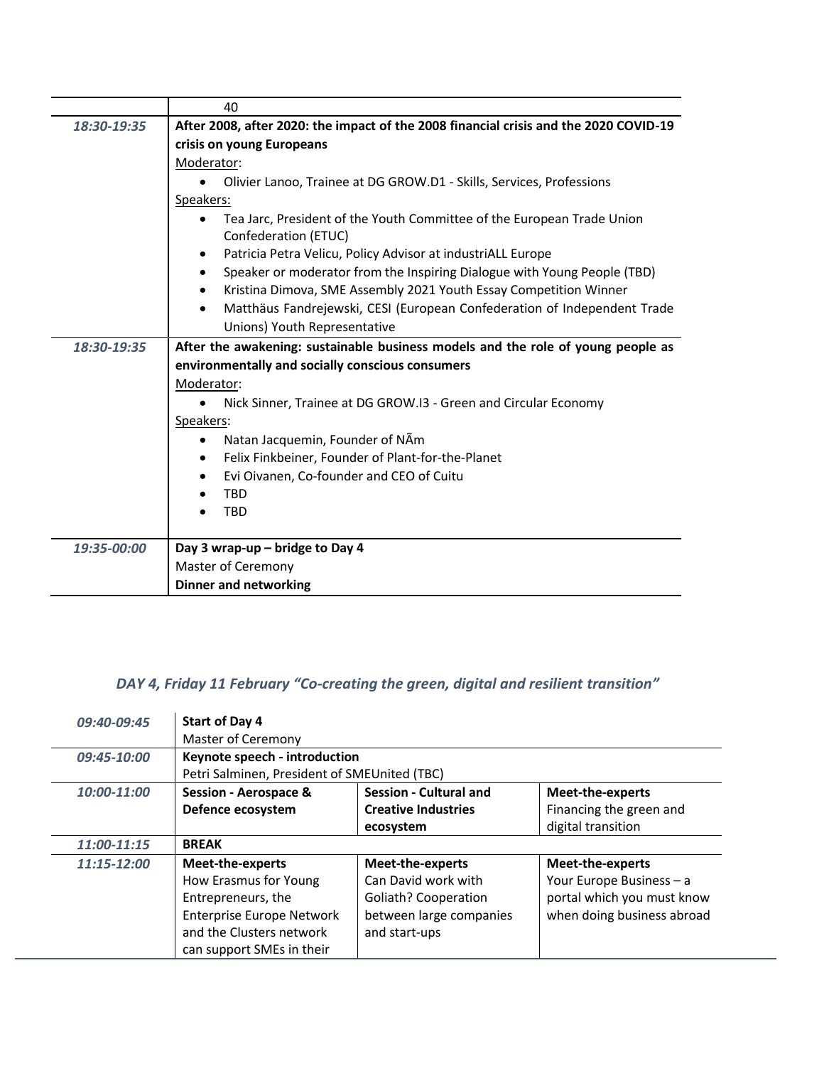| | 40 |
|---|---|
| *18:30-19:35* | **After 2008, after 2020: the impact of the 2008 financial crisis and the 2020 COVID-19 crisis on young Europeans**<br>Moderator:<br>• Olivier Lanoo, Trainee at DG GROW.D1 - Skills, Services, Professions<br>Speakers:<br>• Tea Jarc, President of the Youth Committee of the European Trade Union Confederation (ETUC)<br>• Patricia Petra Velicu, Policy Advisor at industriALL Europe<br>• Speaker or moderator from the Inspiring Dialogue with Young People (TBD)<br>• Kristina Dimova, SME Assembly 2021 Youth Essay Competition Winner<br>• Matthäus Fandrejewski, CESI (European Confederation of Independent Trade Unions) Youth Representative |
| *18:30-19:35* | **After the awakening: sustainable business models and the role of young people as environmentally and socially conscious consumers**<br>Moderator:<br>• Nick Sinner, Trainee at DG GROW.I3 - Green and Circular Economy<br>Speakers:<br>• Natan Jacquemin, Founder of NÃm<br>• Felix Finkbeiner, Founder of Plant-for-the-Planet<br>• Evi Oivanen, Co-founder and CEO of Cuitu<br>• TBD<br>• TBD |
| *19:35-00:00* | **Day 3 wrap-up – bridge to Day 4**<br>Master of Ceremony<br>**Dinner and networking** |

## *DAY 4, Friday 11 February "Co-creating the green, digital and resilient transition"*

| | | | |
|---|---|---|---|
| *09:40-09:45* | **Start of Day 4**<br>Master of Ceremony | | |
| *09:45-10:00* | **Keynote speech - introduction**<br>Petri Salminen, President of SMEUnited (TBC) | | |
| *10:00-11:00* | **Session - Aerospace & Defence ecosystem** | **Session - Cultural and Creative Industries ecosystem** | **Meet-the-experts**<br>Financing the green and digital transition |
| *11:00-11:15* | **BREAK** | | |
| *11:15-12:00* | **Meet-the-experts**<br>How Erasmus for Young Entrepreneurs, the Enterprise Europe Network and the Clusters network can support SMEs in their | **Meet-the-experts**<br>Can David work with Goliath? Cooperation between large companies and start-ups | **Meet-the-experts**<br>Your Europe Business – a portal which you must know when doing business abroad |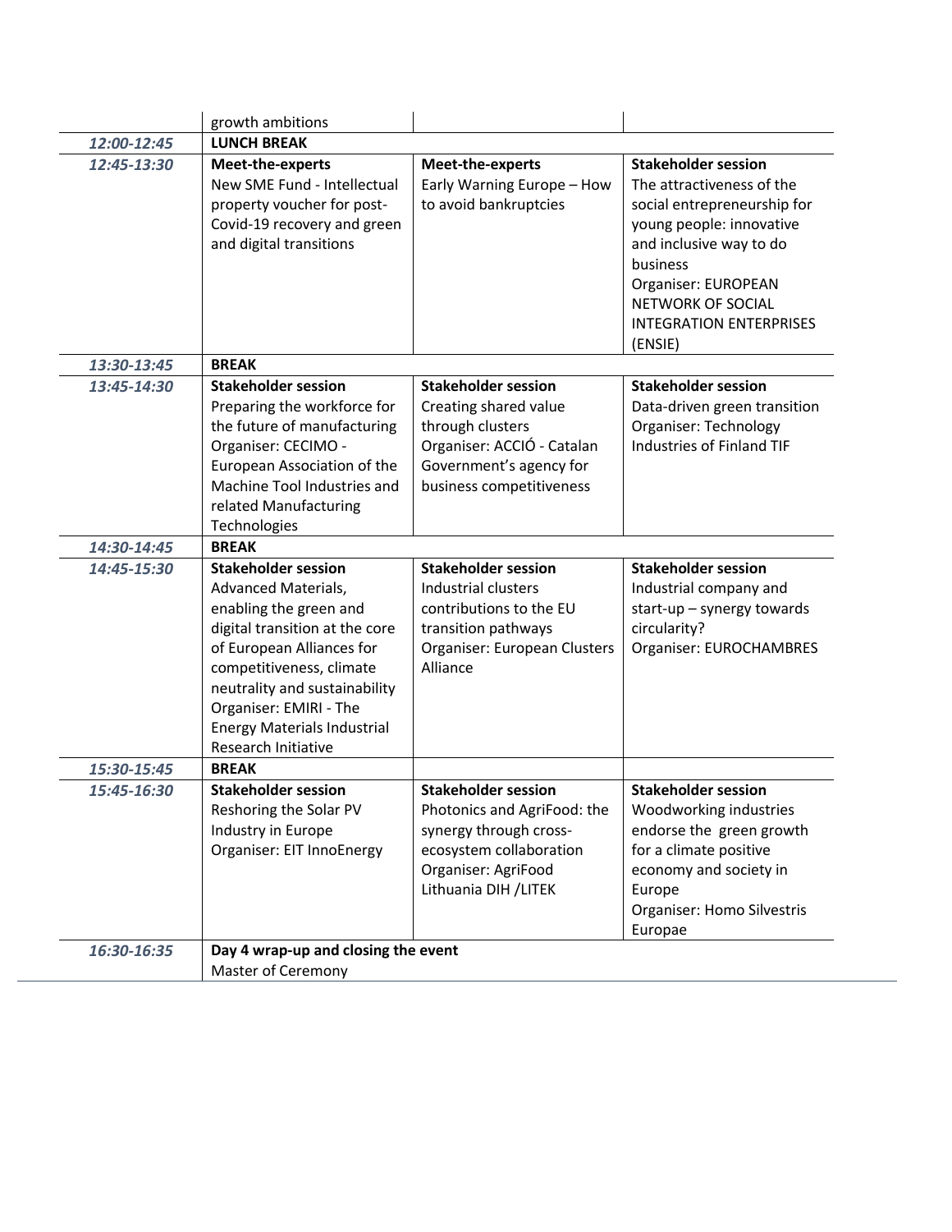| | | | |
|---|---|---|---|
| | growth ambitions | | |
| *12:00-12:45* | **LUNCH BREAK** | | |
| *12:45-13:30* | **Meet-the-experts**<br>New SME Fund - Intellectual property voucher for post-Covid-19 recovery and green and digital transitions | **Meet-the-experts**<br>Early Warning Europe – How to avoid bankruptcies | **Stakeholder session**<br>The attractiveness of the social entrepreneurship for young people: innovative and inclusive way to do business<br>Organiser: EUROPEAN NETWORK OF SOCIAL INTEGRATION ENTERPRISES (ENSIE) |
| *13:30-13:45* | **BREAK** | | |
| *13:45-14:30* | **Stakeholder session**<br>Preparing the workforce for the future of manufacturing<br>Organiser: CECIMO - European Association of the Machine Tool Industries and related Manufacturing Technologies | **Stakeholder session**<br>Creating shared value through clusters<br>Organiser: ACCIÓ - Catalan Government's agency for business competitiveness | **Stakeholder session**<br>Data-driven green transition<br>Organiser: Technology Industries of Finland TIF |
| *14:30-14:45* | **BREAK** | | |
| *14:45-15:30* | **Stakeholder session**<br>Advanced Materials, enabling the green and digital transition at the core of European Alliances for competitiveness, climate neutrality and sustainability<br>Organiser: EMIRI - The Energy Materials Industrial Research Initiative | **Stakeholder session**<br>Industrial clusters contributions to the EU transition pathways<br>Organiser: European Clusters Alliance | **Stakeholder session**<br>Industrial company and start-up – synergy towards circularity?<br>Organiser: EUROCHAMBRES |
| *15:30-15:45* | **BREAK** | | |
| *15:45-16:30* | **Stakeholder session**<br>Reshoring the Solar PV Industry in Europe<br>Organiser: EIT InnoEnergy | **Stakeholder session**<br>Photonics and AgriFood: the synergy through cross-ecosystem collaboration<br>Organiser: AgriFood Lithuania DIH /LITEK | **Stakeholder session**<br>Woodworking industries endorse the green growth for a climate positive economy and society in Europe<br>Organiser: Homo Silvestris Europae |
| *16:30-16:35* | **Day 4 wrap-up and closing the event**<br>Master of Ceremony | | |